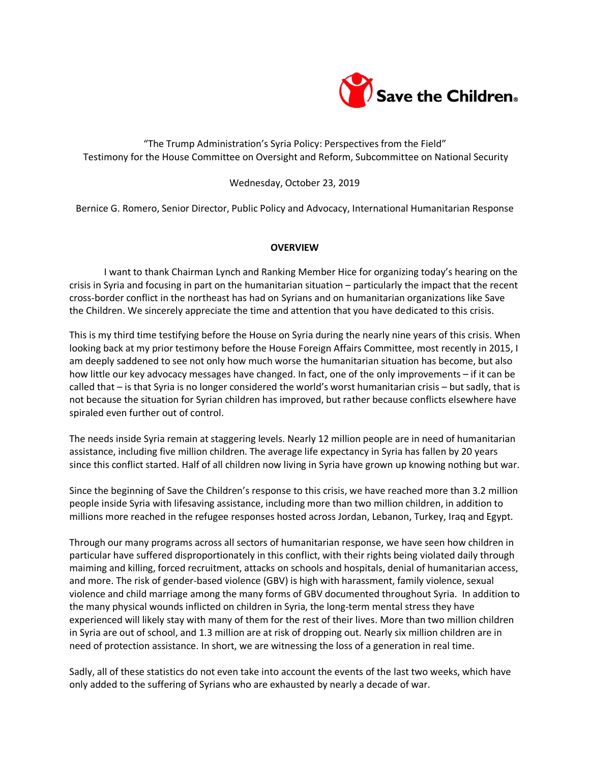Save the Children

"The Trump Administration's Syria Policy: Perspectives from the Field"
Testimony for the House Committee on Oversight and Reform, Subcommittee on National Security

Wednesday, October 23, 2019

Bernice G. Romero, Senior Director, Public Policy and Advocacy, International Humanitarian Response

## OVERVIEW

I want to thank Chairman Lynch and Ranking Member Hice for organizing today's hearing on the crisis in Syria and focusing in part on the humanitarian situation – particularly the impact that the recent cross-border conflict in the northeast has had on Syrians and on humanitarian organizations like Save the Children. We sincerely appreciate the time and attention that you have dedicated to this crisis.

This is my third time testifying before the House on Syria during the nearly nine years of this crisis. When looking back at my prior testimony before the House Foreign Affairs Committee, most recently in 2015, I am deeply saddened to see not only how much worse the humanitarian situation has become, but also how little our key advocacy messages have changed. In fact, one of the only improvements – if it can be called that – is that Syria is no longer considered the world's worst humanitarian crisis – but sadly, that is not because the situation for Syrian children has improved, but rather because conflicts elsewhere have spiraled even further out of control.

The needs inside Syria remain at staggering levels. Nearly 12 million people are in need of humanitarian assistance, including five million children. The average life expectancy in Syria has fallen by 20 years since this conflict started. Half of all children now living in Syria have grown up knowing nothing but war.

Since the beginning of Save the Children's response to this crisis, we have reached more than 3.2 million people inside Syria with lifesaving assistance, including more than two million children, in addition to millions more reached in the refugee responses hosted across Jordan, Lebanon, Turkey, Iraq and Egypt.

Through our many programs across all sectors of humanitarian response, we have seen how children in particular have suffered disproportionately in this conflict, with their rights being violated daily through maiming and killing, forced recruitment, attacks on schools and hospitals, denial of humanitarian access, and more. The risk of gender-based violence (GBV) is high with harassment, family violence, sexual violence and child marriage among the many forms of GBV documented throughout Syria. In addition to the many physical wounds inflicted on children in Syria, the long-term mental stress they have experienced will likely stay with many of them for the rest of their lives. More than two million children in Syria are out of school, and 1.3 million are at risk of dropping out. Nearly six million children are in need of protection assistance. In short, we are witnessing the loss of a generation in real time.

Sadly, all of these statistics do not even take into account the events of the last two weeks, which have only added to the suffering of Syrians who are exhausted by nearly a decade of war.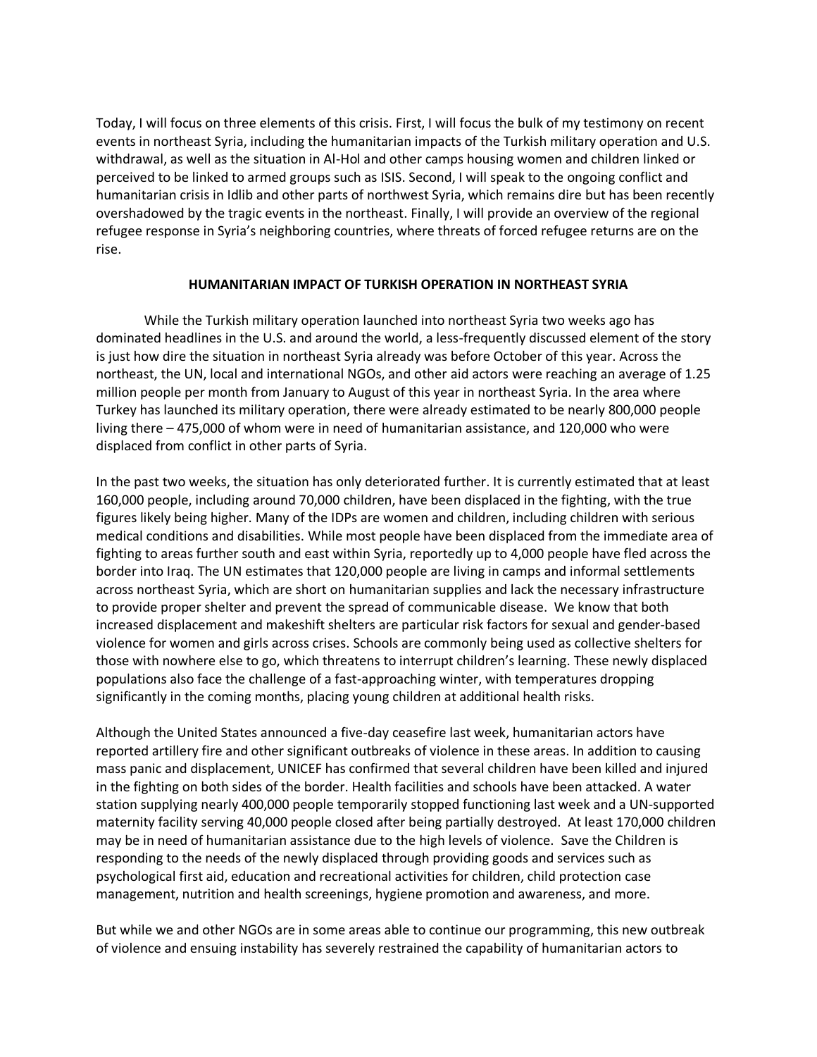Today, I will focus on three elements of this crisis. First, I will focus the bulk of my testimony on recent events in northeast Syria, including the humanitarian impacts of the Turkish military operation and U.S. withdrawal, as well as the situation in Al-Hol and other camps housing women and children linked or perceived to be linked to armed groups such as ISIS. Second, I will speak to the ongoing conflict and humanitarian crisis in Idlib and other parts of northwest Syria, which remains dire but has been recently overshadowed by the tragic events in the northeast. Finally, I will provide an overview of the regional refugee response in Syria's neighboring countries, where threats of forced refugee returns are on the rise.

## HUMANITARIAN IMPACT OF TURKISH OPERATION IN NORTHEAST SYRIA

While the Turkish military operation launched into northeast Syria two weeks ago has dominated headlines in the U.S. and around the world, a less-frequently discussed element of the story is just how dire the situation in northeast Syria already was before October of this year. Across the northeast, the UN, local and international NGOs, and other aid actors were reaching an average of 1.25 million people per month from January to August of this year in northeast Syria. In the area where Turkey has launched its military operation, there were already estimated to be nearly 800,000 people living there – 475,000 of whom were in need of humanitarian assistance, and 120,000 who were displaced from conflict in other parts of Syria.

In the past two weeks, the situation has only deteriorated further. It is currently estimated that at least 160,000 people, including around 70,000 children, have been displaced in the fighting, with the true figures likely being higher. Many of the IDPs are women and children, including children with serious medical conditions and disabilities. While most people have been displaced from the immediate area of fighting to areas further south and east within Syria, reportedly up to 4,000 people have fled across the border into Iraq. The UN estimates that 120,000 people are living in camps and informal settlements across northeast Syria, which are short on humanitarian supplies and lack the necessary infrastructure to provide proper shelter and prevent the spread of communicable disease. We know that both increased displacement and makeshift shelters are particular risk factors for sexual and gender-based violence for women and girls across crises. Schools are commonly being used as collective shelters for those with nowhere else to go, which threatens to interrupt children's learning. These newly displaced populations also face the challenge of a fast-approaching winter, with temperatures dropping significantly in the coming months, placing young children at additional health risks.

Although the United States announced a five-day ceasefire last week, humanitarian actors have reported artillery fire and other significant outbreaks of violence in these areas. In addition to causing mass panic and displacement, UNICEF has confirmed that several children have been killed and injured in the fighting on both sides of the border. Health facilities and schools have been attacked. A water station supplying nearly 400,000 people temporarily stopped functioning last week and a UN-supported maternity facility serving 40,000 people closed after being partially destroyed. At least 170,000 children may be in need of humanitarian assistance due to the high levels of violence. Save the Children is responding to the needs of the newly displaced through providing goods and services such as psychological first aid, education and recreational activities for children, child protection case management, nutrition and health screenings, hygiene promotion and awareness, and more.

But while we and other NGOs are in some areas able to continue our programming, this new outbreak of violence and ensuing instability has severely restrained the capability of humanitarian actors to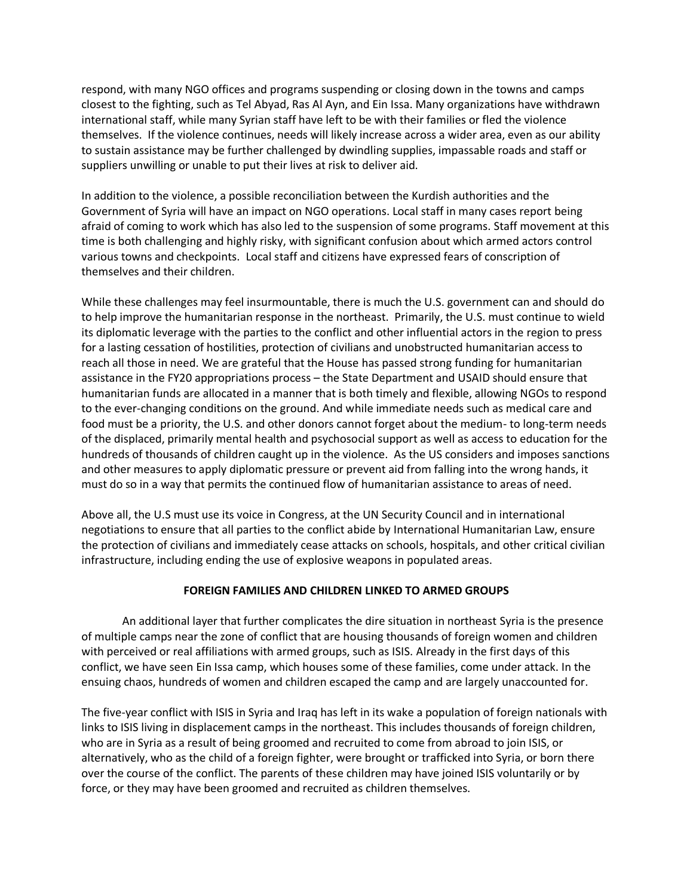respond, with many NGO offices and programs suspending or closing down in the towns and camps closest to the fighting, such as Tel Abyad, Ras Al Ayn, and Ein Issa. Many organizations have withdrawn international staff, while many Syrian staff have left to be with their families or fled the violence themselves. If the violence continues, needs will likely increase across a wider area, even as our ability to sustain assistance may be further challenged by dwindling supplies, impassable roads and staff or suppliers unwilling or unable to put their lives at risk to deliver aid.

In addition to the violence, a possible reconciliation between the Kurdish authorities and the Government of Syria will have an impact on NGO operations. Local staff in many cases report being afraid of coming to work which has also led to the suspension of some programs. Staff movement at this time is both challenging and highly risky, with significant confusion about which armed actors control various towns and checkpoints. Local staff and citizens have expressed fears of conscription of themselves and their children.

While these challenges may feel insurmountable, there is much the U.S. government can and should do to help improve the humanitarian response in the northeast. Primarily, the U.S. must continue to wield its diplomatic leverage with the parties to the conflict and other influential actors in the region to press for a lasting cessation of hostilities, protection of civilians and unobstructed humanitarian access to reach all those in need. We are grateful that the House has passed strong funding for humanitarian assistance in the FY20 appropriations process – the State Department and USAID should ensure that humanitarian funds are allocated in a manner that is both timely and flexible, allowing NGOs to respond to the ever-changing conditions on the ground. And while immediate needs such as medical care and food must be a priority, the U.S. and other donors cannot forget about the medium- to long-term needs of the displaced, primarily mental health and psychosocial support as well as access to education for the hundreds of thousands of children caught up in the violence. As the US considers and imposes sanctions and other measures to apply diplomatic pressure or prevent aid from falling into the wrong hands, it must do so in a way that permits the continued flow of humanitarian assistance to areas of need.

Above all, the U.S must use its voice in Congress, at the UN Security Council and in international negotiations to ensure that all parties to the conflict abide by International Humanitarian Law, ensure the protection of civilians and immediately cease attacks on schools, hospitals, and other critical civilian infrastructure, including ending the use of explosive weapons in populated areas.

## FOREIGN FAMILIES AND CHILDREN LINKED TO ARMED GROUPS

An additional layer that further complicates the dire situation in northeast Syria is the presence of multiple camps near the zone of conflict that are housing thousands of foreign women and children with perceived or real affiliations with armed groups, such as ISIS. Already in the first days of this conflict, we have seen Ein Issa camp, which houses some of these families, come under attack. In the ensuing chaos, hundreds of women and children escaped the camp and are largely unaccounted for.

The five-year conflict with ISIS in Syria and Iraq has left in its wake a population of foreign nationals with links to ISIS living in displacement camps in the northeast. This includes thousands of foreign children, who are in Syria as a result of being groomed and recruited to come from abroad to join ISIS, or alternatively, who as the child of a foreign fighter, were brought or trafficked into Syria, or born there over the course of the conflict. The parents of these children may have joined ISIS voluntarily or by force, or they may have been groomed and recruited as children themselves.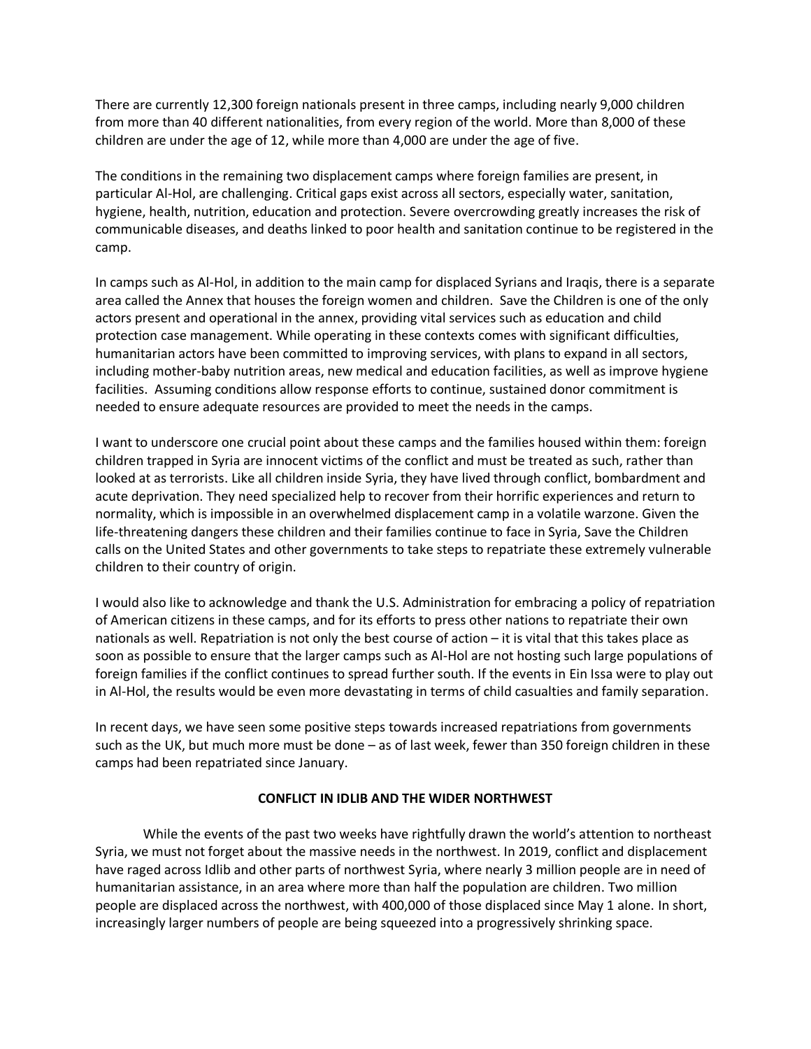There are currently 12,300 foreign nationals present in three camps, including nearly 9,000 children from more than 40 different nationalities, from every region of the world. More than 8,000 of these children are under the age of 12, while more than 4,000 are under the age of five.

The conditions in the remaining two displacement camps where foreign families are present, in particular Al-Hol, are challenging. Critical gaps exist across all sectors, especially water, sanitation, hygiene, health, nutrition, education and protection. Severe overcrowding greatly increases the risk of communicable diseases, and deaths linked to poor health and sanitation continue to be registered in the camp.

In camps such as Al-Hol, in addition to the main camp for displaced Syrians and Iraqis, there is a separate area called the Annex that houses the foreign women and children. Save the Children is one of the only actors present and operational in the annex, providing vital services such as education and child protection case management. While operating in these contexts comes with significant difficulties, humanitarian actors have been committed to improving services, with plans to expand in all sectors, including mother-baby nutrition areas, new medical and education facilities, as well as improve hygiene facilities. Assuming conditions allow response efforts to continue, sustained donor commitment is needed to ensure adequate resources are provided to meet the needs in the camps.

I want to underscore one crucial point about these camps and the families housed within them: foreign children trapped in Syria are innocent victims of the conflict and must be treated as such, rather than looked at as terrorists. Like all children inside Syria, they have lived through conflict, bombardment and acute deprivation. They need specialized help to recover from their horrific experiences and return to normality, which is impossible in an overwhelmed displacement camp in a volatile warzone. Given the life-threatening dangers these children and their families continue to face in Syria, Save the Children calls on the United States and other governments to take steps to repatriate these extremely vulnerable children to their country of origin.

I would also like to acknowledge and thank the U.S. Administration for embracing a policy of repatriation of American citizens in these camps, and for its efforts to press other nations to repatriate their own nationals as well. Repatriation is not only the best course of action – it is vital that this takes place as soon as possible to ensure that the larger camps such as Al-Hol are not hosting such large populations of foreign families if the conflict continues to spread further south. If the events in Ein Issa were to play out in Al-Hol, the results would be even more devastating in terms of child casualties and family separation.

In recent days, we have seen some positive steps towards increased repatriations from governments such as the UK, but much more must be done – as of last week, fewer than 350 foreign children in these camps had been repatriated since January.

## CONFLICT IN IDLIB AND THE WIDER NORTHWEST

While the events of the past two weeks have rightfully drawn the world's attention to northeast Syria, we must not forget about the massive needs in the northwest. In 2019, conflict and displacement have raged across Idlib and other parts of northwest Syria, where nearly 3 million people are in need of humanitarian assistance, in an area where more than half the population are children. Two million people are displaced across the northwest, with 400,000 of those displaced since May 1 alone. In short, increasingly larger numbers of people are being squeezed into a progressively shrinking space.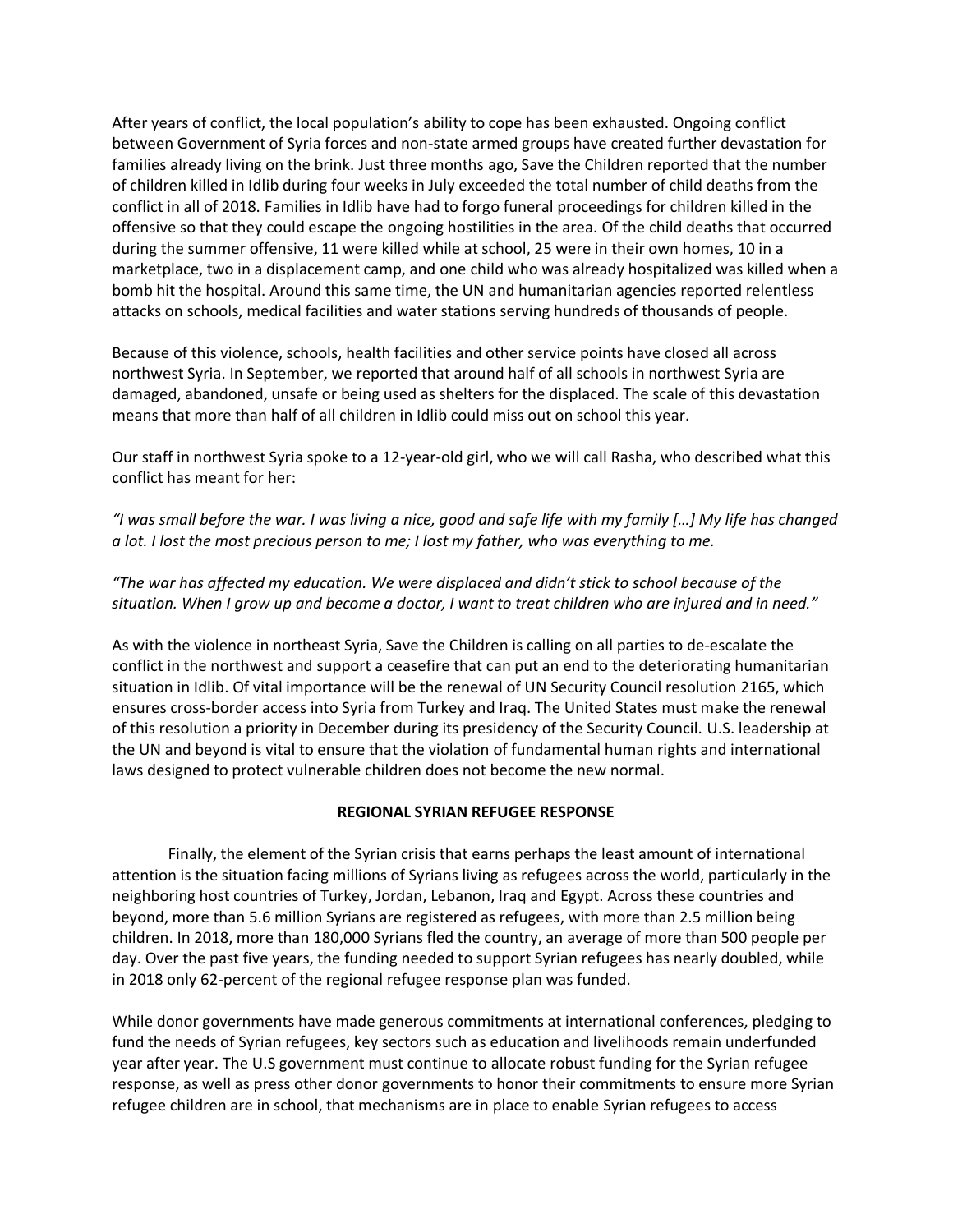After years of conflict, the local population's ability to cope has been exhausted. Ongoing conflict between Government of Syria forces and non-state armed groups have created further devastation for families already living on the brink. Just three months ago, Save the Children reported that the number of children killed in Idlib during four weeks in July exceeded the total number of child deaths from the conflict in all of 2018. Families in Idlib have had to forgo funeral proceedings for children killed in the offensive so that they could escape the ongoing hostilities in the area. Of the child deaths that occurred during the summer offensive, 11 were killed while at school, 25 were in their own homes, 10 in a marketplace, two in a displacement camp, and one child who was already hospitalized was killed when a bomb hit the hospital. Around this same time, the UN and humanitarian agencies reported relentless attacks on schools, medical facilities and water stations serving hundreds of thousands of people.

Because of this violence, schools, health facilities and other service points have closed all across northwest Syria. In September, we reported that around half of all schools in northwest Syria are damaged, abandoned, unsafe or being used as shelters for the displaced. The scale of this devastation means that more than half of all children in Idlib could miss out on school this year.

Our staff in northwest Syria spoke to a 12-year-old girl, who we will call Rasha, who described what this conflict has meant for her:

*"I was small before the war. I was living a nice, good and safe life with my family […] My life has changed a lot. I lost the most precious person to me; I lost my father, who was everything to me.*

*"The war has affected my education. We were displaced and didn't stick to school because of the situation. When I grow up and become a doctor, I want to treat children who are injured and in need."*

As with the violence in northeast Syria, Save the Children is calling on all parties to de-escalate the conflict in the northwest and support a ceasefire that can put an end to the deteriorating humanitarian situation in Idlib. Of vital importance will be the renewal of UN Security Council resolution 2165, which ensures cross-border access into Syria from Turkey and Iraq. The United States must make the renewal of this resolution a priority in December during its presidency of the Security Council. U.S. leadership at the UN and beyond is vital to ensure that the violation of fundamental human rights and international laws designed to protect vulnerable children does not become the new normal.

## REGIONAL SYRIAN REFUGEE RESPONSE

Finally, the element of the Syrian crisis that earns perhaps the least amount of international attention is the situation facing millions of Syrians living as refugees across the world, particularly in the neighboring host countries of Turkey, Jordan, Lebanon, Iraq and Egypt. Across these countries and beyond, more than 5.6 million Syrians are registered as refugees, with more than 2.5 million being children. In 2018, more than 180,000 Syrians fled the country, an average of more than 500 people per day. Over the past five years, the funding needed to support Syrian refugees has nearly doubled, while in 2018 only 62-percent of the regional refugee response plan was funded.

While donor governments have made generous commitments at international conferences, pledging to fund the needs of Syrian refugees, key sectors such as education and livelihoods remain underfunded year after year. The U.S government must continue to allocate robust funding for the Syrian refugee response, as well as press other donor governments to honor their commitments to ensure more Syrian refugee children are in school, that mechanisms are in place to enable Syrian refugees to access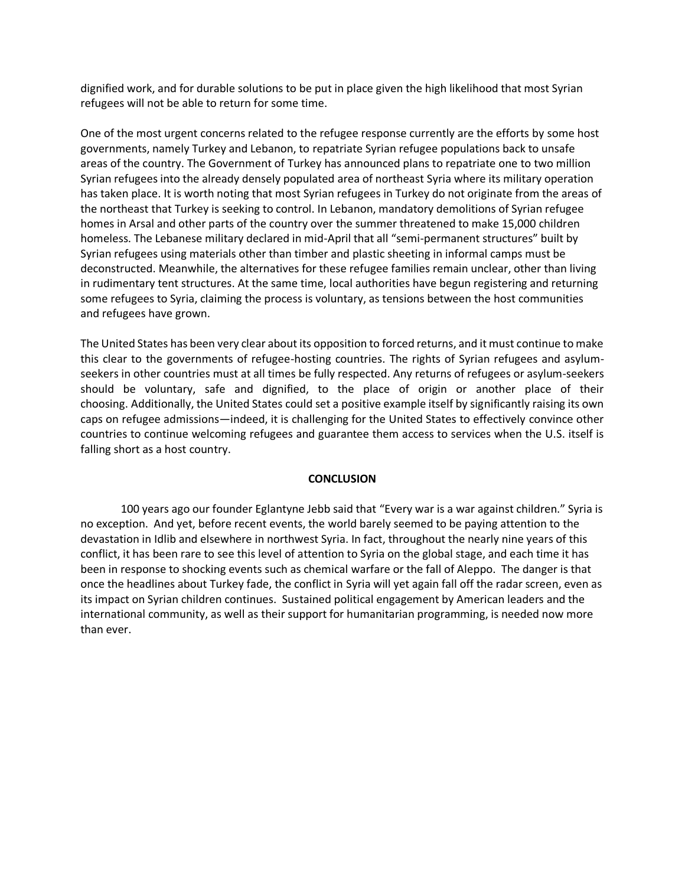dignified work, and for durable solutions to be put in place given the high likelihood that most Syrian refugees will not be able to return for some time.

One of the most urgent concerns related to the refugee response currently are the efforts by some host governments, namely Turkey and Lebanon, to repatriate Syrian refugee populations back to unsafe areas of the country. The Government of Turkey has announced plans to repatriate one to two million Syrian refugees into the already densely populated area of northeast Syria where its military operation has taken place. It is worth noting that most Syrian refugees in Turkey do not originate from the areas of the northeast that Turkey is seeking to control. In Lebanon, mandatory demolitions of Syrian refugee homes in Arsal and other parts of the country over the summer threatened to make 15,000 children homeless. The Lebanese military declared in mid-April that all "semi-permanent structures" built by Syrian refugees using materials other than timber and plastic sheeting in informal camps must be deconstructed. Meanwhile, the alternatives for these refugee families remain unclear, other than living in rudimentary tent structures. At the same time, local authorities have begun registering and returning some refugees to Syria, claiming the process is voluntary, as tensions between the host communities and refugees have grown.

The United States has been very clear about its opposition to forced returns, and it must continue to make this clear to the governments of refugee-hosting countries. The rights of Syrian refugees and asylum-seekers in other countries must at all times be fully respected. Any returns of refugees or asylum-seekers should be voluntary, safe and dignified, to the place of origin or another place of their choosing. Additionally, the United States could set a positive example itself by significantly raising its own caps on refugee admissions—indeed, it is challenging for the United States to effectively convince other countries to continue welcoming refugees and guarantee them access to services when the U.S. itself is falling short as a host country.

## CONCLUSION

100 years ago our founder Eglantyne Jebb said that "Every war is a war against children." Syria is no exception. And yet, before recent events, the world barely seemed to be paying attention to the devastation in Idlib and elsewhere in northwest Syria. In fact, throughout the nearly nine years of this conflict, it has been rare to see this level of attention to Syria on the global stage, and each time it has been in response to shocking events such as chemical warfare or the fall of Aleppo. The danger is that once the headlines about Turkey fade, the conflict in Syria will yet again fall off the radar screen, even as its impact on Syrian children continues. Sustained political engagement by American leaders and the international community, as well as their support for humanitarian programming, is needed now more than ever.